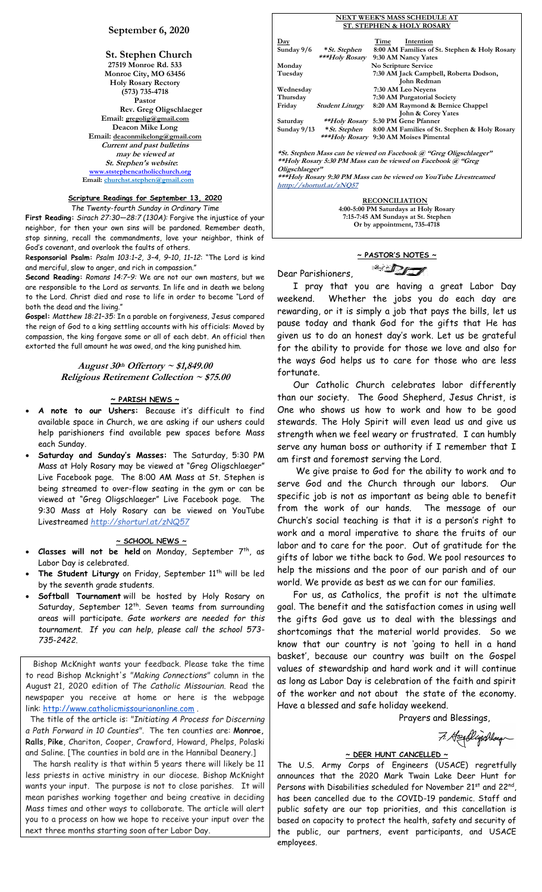# September 6, 2020

**St. Stephen Church**
27519 Monroe Rd. 533
Monroe City, MO 63456
**Holy Rosary Rectory**
(573) 735-4718
**Pastor**
Rev. Greg Oligschlaeger
Email: gregolig@gmail.com
Deacon Mike Long
Email: deaconmikelong@gmail.com
*Current and past bulletins may be viewed at St. Stephen's website:*
www.ststephencatholicchurch.org
Email: churchst.stephen@gmail.com

## Scripture Readings for September 13, 2020

*The Twenty-fourth Sunday in Ordinary Time*

**First Reading:** *Sirach 27:30—28:7 (130A):* Forgive the injustice of your neighbor, for then your own sins will be pardoned. Remember death, stop sinning, recall the commandments, love your neighbor, think of God's covenant, and overlook the faults of others.

**Responsorial Psalm:** *Psalm 103:1–2, 3–4, 9–10, 11–12:* "The Lord is kind and merciful, slow to anger, and rich in compassion."

**Second Reading:** *Romans 14:7–9:* We are not our own masters, but we are responsible to the Lord as servants. In life and in death we belong to the Lord. Christ died and rose to life in order to become "Lord of both the dead and the living."

**Gospel:** *Matthew 18:21–35:* In a parable on forgiveness, Jesus compared the reign of God to a king settling accounts with his officials: Moved by compassion, the king forgave some or all of each debt. An official then extorted the full amount he was owed, and the king punished him.

***August 30th Offertory ~ $1,849.00***
***Religious Retirement Collection ~ $75.00***

## ~ PARISH NEWS ~

- ***A note to our Ushers:*** Because it's difficult to find available space in Church, we are asking if our ushers could help parishioners find available pew spaces before Mass each Sunday.
- **Saturday and Sunday's Masses:** The Saturday, 5:30 PM Mass at Holy Rosary may be viewed at "Greg Oligschlaeger" Live Facebook page. The 8:00 AM Mass at St. Stephen is being streamed to over-flow seating in the gym or can be viewed at "Greg Oligschlaeger" Live Facebook page. The 9:30 Mass at Holy Rosary can be viewed on YouTube Livestreamed *http://shorturl.at/zNQ57*

## ~ SCHOOL NEWS ~

- **Classes will not be held** on Monday, September 7th, as Labor Day is celebrated.
- **The Student Liturgy** on Friday, September 11th will be led by the seventh grade students.
- **Softball Tournament** will be hosted by Holy Rosary on Saturday, September 12th. Seven teams from surrounding areas will participate. *Gate workers are needed for this tournament. If you can help, please call the school 573-735-2422.*

Bishop McKnight wants your feedback. Please take the time to read Bishop Mcknight's *"Making Connections"* column in the August 21, 2020 edition of *The Catholic Missourian*. Read the newspaper you receive at home or here is the webpage link: http://www.catholicmissourianonline.com .

The title of the article is: *"Initiating A Process for Discerning a Path Forward in 10 Counties"*. The ten counties are: **Monroe, Ralls**, **Pike**, Chariton, Cooper, Crawford, Howard, Phelps, Polaski and Saline. [The counties in bold are in the Hannibal Deanery.]

The harsh reality is that within 5 years there will likely be 11 less priests in active ministry in our diocese. Bishop McKnight wants your input. The purpose is not to close parishes. It will mean parishes working together and being creative in deciding Mass times and other ways to collaborate. The article will alert you to a process on how we hope to receive your input over the next three months starting soon after Labor Day.

## NEXT WEEK'S MASS SCHEDULE AT ST. STEPHEN & HOLY ROSARY

| Day | | Time Intention |
|---|---|---|
| Sunday 9/6 | *St. Stephen | 8:00 AM Families of St. Stephen & Holy Rosary |
| | ***Holy Rosary | 9:30 AM Nancy Yates |
| Monday | | No Scripture Service |
| Tuesday | | 7:30 AM Jack Campbell, Roberta Dodson, John Redman |
| Wednesday | | 7:30 AM Leo Neyens |
| Thursday | | 7:30 AM Purgatorial Society |
| Friday | *Student Liturgy* | 8:20 AM Raymond & Bernice Chappel John & Corey Yates |
| Saturday | **Holy Rosary | 5:30 PM Gene Pfanner |
| Sunday 9/13 | *St. Stephen | 8:00 AM Families of St. Stephen & Holy Rosary |
| | ***Holy Rosary | 9:30 AM Moises Pimental |

***St. Stephen Mass can be viewed on Facebook @ "Greg Oligschlaeger"***
****Holy Rosary 5:30 PM Mass can be viewed on Facebook @ "Greg Oligschlaeger"***
*****Holy Rosary 9:30 PM Mass can be viewed on YouTube Livestreamed http://shorturl.at/zNQ57***

**RECONCILIATION**
4:00-5:00 PM Saturdays at Holy Rosary
7:15-7:45 AM Sundays at St. Stephen
Or by appointment, 735-4718

## ~ PASTOR'S NOTES ~

Dear Parishioners,

I pray that you are having a great Labor Day weekend. Whether the jobs you do each day are rewarding, or it is simply a job that pays the bills, let us pause today and thank God for the gifts that He has given us to do an honest day's work. Let us be grateful for the ability to provide for those we love and also for the ways God helps us to care for those who are less fortunate.

Our Catholic Church celebrates labor differently than our society. The Good Shepherd, Jesus Christ, is One who shows us how to work and how to be good stewards. The Holy Spirit will even lead us and give us strength when we feel weary or frustrated. I can humbly serve any human boss or authority if I remember that I am first and foremost serving the Lord.

We give praise to God for the ability to work and to serve God and the Church through our labors. Our specific job is not as important as being able to benefit from the work of our hands. The message of our Church's social teaching is that it is a person's right to work and a moral imperative to share the fruits of our labor and to care for the poor. Out of gratitude for the gifts of labor we tithe back to God. We pool resources to help the missions and the poor of our parish and of our world. We provide as best as we can for our families.

For us, as Catholics, the profit is not the ultimate goal. The benefit and the satisfaction comes in using well the gifts God gave us to deal with the blessings and shortcomings that the material world provides. So we know that our country is not 'going to hell in a hand basket', because our country was built on the Gospel values of stewardship and hard work and it will continue as long as Labor Day is celebration of the faith and spirit of the worker and not about the state of the economy. Have a blessed and safe holiday weekend.

Prayers and Blessings,

## ~ DEER HUNT CANCELLED ~

The U.S. Army Corps of Engineers (USACE) regretfully announces that the 2020 Mark Twain Lake Deer Hunt for Persons with Disabilities scheduled for November 21st and 22nd, has been cancelled due to the COVID-19 pandemic. Staff and public safety are our top priorities, and this cancellation is based on capacity to protect the health, safety and security of the public, our partners, event participants, and USACE employees.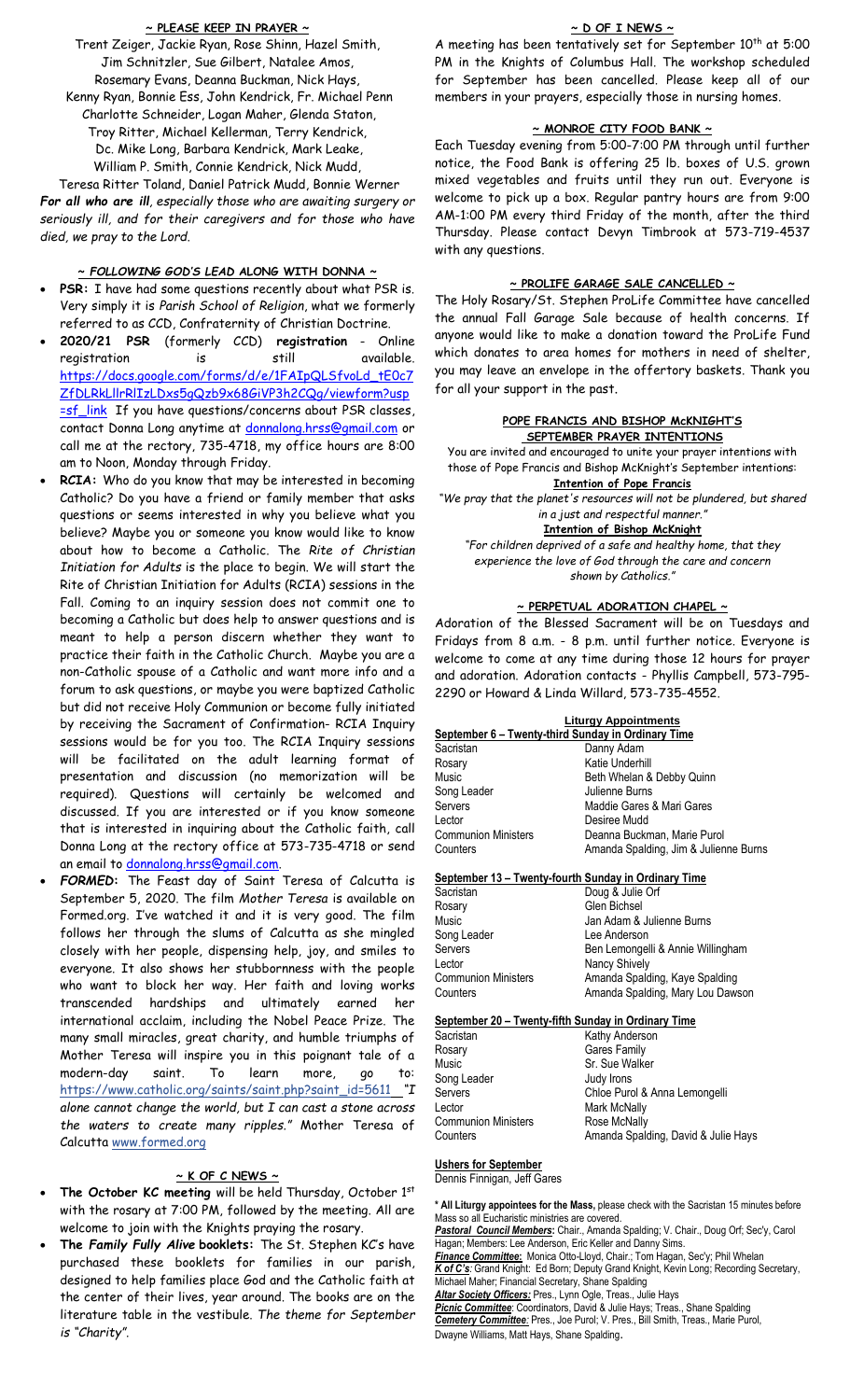## ~ PLEASE KEEP IN PRAYER ~

Trent Zeiger, Jackie Ryan, Rose Shinn, Hazel Smith, Jim Schnitzler, Sue Gilbert, Natalee Amos, Rosemary Evans, Deanna Buckman, Nick Hays, Kenny Ryan, Bonnie Ess, John Kendrick, Fr. Michael Penn Charlotte Schneider, Logan Maher, Glenda Staton, Troy Ritter, Michael Kellerman, Terry Kendrick, Dc. Mike Long, Barbara Kendrick, Mark Leake, William P. Smith, Connie Kendrick, Nick Mudd, Teresa Ritter Toland, Daniel Patrick Mudd, Bonnie Werner

***For all who are ill****, especially those who are awaiting surgery or seriously ill, and for their caregivers and for those who have died, we pray to the Lord.*

## ~ FOLLOWING GOD'S LEAD ALONG WITH DONNA ~

- **PSR:** I have had some questions recently about what PSR is. Very simply it is *Parish School of Religion*, what we formerly referred to as CCD, Confraternity of Christian Doctrine.
- **2020/21 PSR** (formerly CCD) **registration** - Online registration is still available. https://docs.google.com/forms/d/e/1FAIpQLSfvoLd_tE0c7ZfDLRkLllrRlIzLDxs5gQzb9x68GiVP3h2CQg/viewform?usp=sf_link If you have questions/concerns about PSR classes, contact Donna Long anytime at donnalong.hrss@gmail.com or call me at the rectory, 735-4718, my office hours are 8:00 am to Noon, Monday through Friday.
- **RCIA:** Who do you know that may be interested in becoming Catholic? Do you have a friend or family member that asks questions or seems interested in why you believe what you believe? Maybe you or someone you know would like to know about how to become a Catholic. The *Rite of Christian Initiation for Adults* is the place to begin. We will start the Rite of Christian Initiation for Adults (RCIA) sessions in the Fall. Coming to an inquiry session does not commit one to becoming a Catholic but does help to answer questions and is meant to help a person discern whether they want to practice their faith in the Catholic Church. Maybe you are a non-Catholic spouse of a Catholic and want more info and a forum to ask questions, or maybe you were baptized Catholic but did not receive Holy Communion or become fully initiated by receiving the Sacrament of Confirmation- RCIA Inquiry sessions would be for you too. The RCIA Inquiry sessions will be facilitated on the adult learning format of presentation and discussion (no memorization will be required). Questions will certainly be welcomed and discussed. If you are interested or if you know someone that is interested in inquiring about the Catholic faith, call Donna Long at the rectory office at 573-735-4718 or send an email to donnalong.hrss@gmail.com.
- ***FORMED*:** The Feast day of Saint Teresa of Calcutta is September 5, 2020. The film *Mother Teresa* is available on Formed.org. I've watched it and it is very good. The film follows her through the slums of Calcutta as she mingled closely with her people, dispensing help, joy, and smiles to everyone. It also shows her stubbornness with the people who want to block her way. Her faith and loving works transcended hardships and ultimately earned her international acclaim, including the Nobel Peace Prize. The many small miracles, great charity, and humble triumphs of Mother Teresa will inspire you in this poignant tale of a modern-day saint. To learn more, go to: https://www.catholic.org/saints/saint.php?saint_id=5611 *"I alone cannot change the world, but I can cast a stone across the waters to create many ripples."* Mother Teresa of Calcutta www.formed.org

## ~ K OF C NEWS ~

- **The October KC meeting** will be held Thursday, October 1st with the rosary at 7:00 PM, followed by the meeting. All are welcome to join with the Knights praying the rosary.
- **The *Family Fully Alive* booklets:** The St. Stephen KC's have purchased these booklets for families in our parish, designed to help families place God and the Catholic faith at the center of their lives, year around. The books are on the literature table in the vestibule. *The theme for September is "Charity".*

## ~ D OF I NEWS ~

A meeting has been tentatively set for September 10th at 5:00 PM in the Knights of Columbus Hall. The workshop scheduled for September has been cancelled. Please keep all of our members in your prayers, especially those in nursing homes.

## ~ MONROE CITY FOOD BANK ~

Each Tuesday evening from 5:00-7:00 PM through until further notice, the Food Bank is offering 25 lb. boxes of U.S. grown mixed vegetables and fruits until they run out. Everyone is welcome to pick up a box. Regular pantry hours are from 9:00 AM-1:00 PM every third Friday of the month, after the third Thursday. Please contact Devyn Timbrook at 573-719-4537 with any questions.

## ~ PROLIFE GARAGE SALE CANCELLED ~

The Holy Rosary/St. Stephen ProLife Committee have cancelled the annual Fall Garage Sale because of health concerns. If anyone would like to make a donation toward the ProLife Fund which donates to area homes for mothers in need of shelter, you may leave an envelope in the offertory baskets. Thank you for all your support in the past.

## POPE FRANCIS AND BISHOP McKNIGHT'S SEPTEMBER PRAYER INTENTIONS

You are invited and encouraged to unite your prayer intentions with those of Pope Francis and Bishop McKnight's September intentions:

**Intention of Pope Francis**

*"We pray that the planet's resources will not be plundered, but shared in a just and respectful manner."*

**Intention of Bishop McKnight**

*"For children deprived of a safe and healthy home, that they experience the love of God through the care and concern shown by Catholics."*

## ~ PERPETUAL ADORATION CHAPEL ~

Adoration of the Blessed Sacrament will be on Tuesdays and Fridays from 8 a.m. - 8 p.m. until further notice. Everyone is welcome to come at any time during those 12 hours for prayer and adoration. Adoration contacts - Phyllis Campbell, 573-795-2290 or Howard & Linda Willard, 573-735-4552.

## Liturgy Appointments

**September 6 – Twenty-third Sunday in Ordinary Time**

| | |
|---|---|
| Sacristan | Danny Adam |
| Rosary | Katie Underhill |
| Music | Beth Whelan & Debby Quinn |
| Song Leader | Julienne Burns |
| Servers | Maddie Gares & Mari Gares |
| Lector | Desiree Mudd |
| Communion Ministers | Deanna Buckman, Marie Purol |
| Counters | Amanda Spalding, Jim & Julienne Burns |

**September 13 – Twenty-fourth Sunday in Ordinary Time**

| | |
|---|---|
| Sacristan | Doug & Julie Orf |
| Rosary | Glen Bichsel |
| Music | Jan Adam & Julienne Burns |
| Song Leader | Lee Anderson |
| Servers | Ben Lemongelli & Annie Willingham |
| Lector | Nancy Shively |
| Communion Ministers | Amanda Spalding, Kaye Spalding |
| Counters | Amanda Spalding, Mary Lou Dawson |

**September 20 – Twenty-fifth Sunday in Ordinary Time**

| | |
|---|---|
| Sacristan | Kathy Anderson |
| Rosary | Gares Family |
| Music | Sr. Sue Walker |
| Song Leader | Judy Irons |
| Servers | Chloe Purol & Anna Lemongelli |
| Lector | Mark McNally |
| Communion Ministers | Rose McNally |
| Counters | Amanda Spalding, David & Julie Hays |

**Ushers for September**

Dennis Finnigan, Jeff Gares

\* **All Liturgy appointees for the Mass,** please check with the Sacristan 15 minutes before Mass so all Eucharistic ministries are covered.

***Pastoral Council Members*:** Chair., Amanda Spalding; V. Chair., Doug Orf; Sec'y, Carol Hagan; Members: Lee Anderson, Eric Keller and Danny Sims.

***Finance Committee*:** Monica Otto-Lloyd, Chair.; Tom Hagan, Sec'y; Phil Whelan

***K of C's*:** Grand Knight: Ed Born; Deputy Grand Knight, Kevin Long; Recording Secretary, Michael Maher; Financial Secretary, Shane Spalding

***Altar Society Officers*:** Pres., Lynn Ogle, Treas., Julie Hays

***Picnic Committee*:** Coordinators, David & Julie Hays; Treas., Shane Spalding

***Cemetery Committee*:** Pres., Joe Purol; V. Pres., Bill Smith, Treas., Marie Purol, Dwayne Williams, Matt Hays, Shane Spalding.